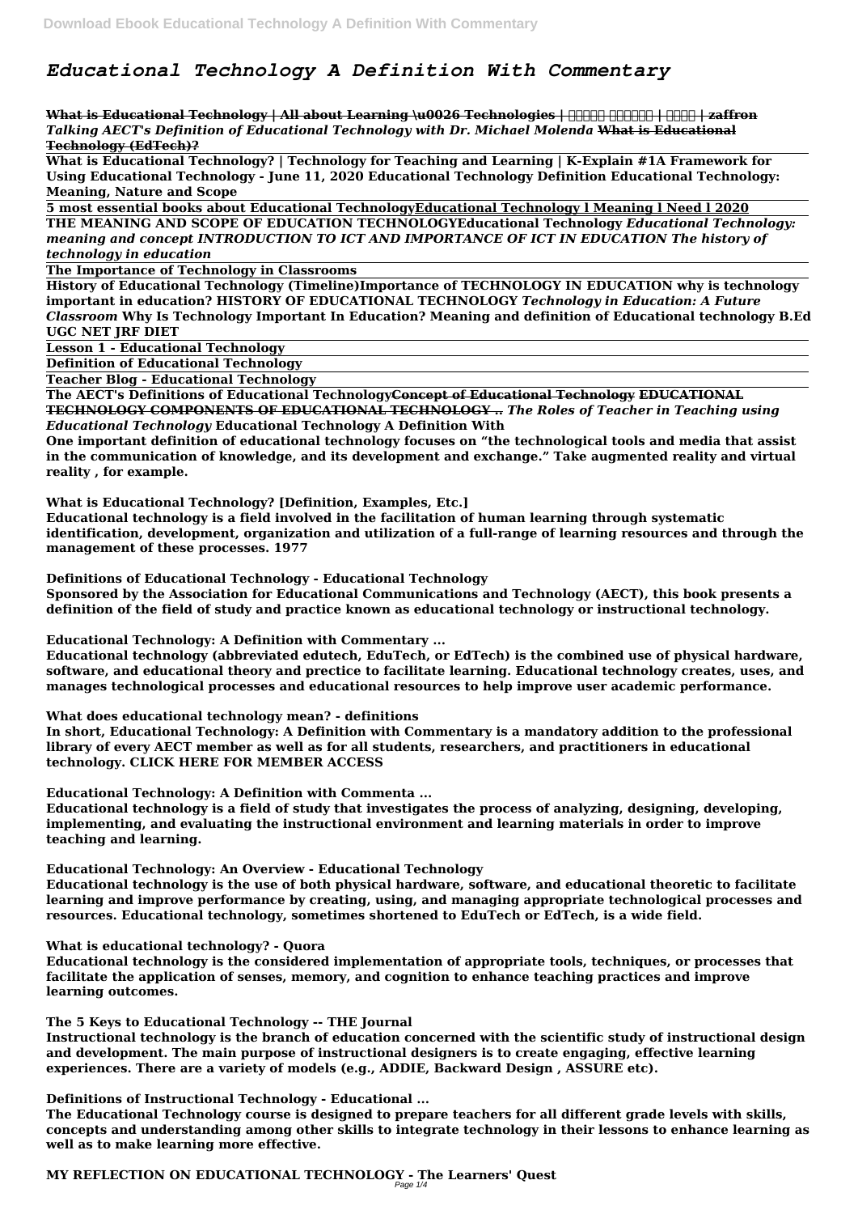# *Educational Technology A Definition With Commentary*

**What is Educational Technology | All about Learning \u0026 Technologies | शैक्षिक तकनीकी | हिंदी | zaffron**
***Talking AECT's Definition of Educational Technology with Dr. Michael Molenda*** **What is Educational Technology (EdTech)?**

**What is Educational Technology? | Technology for Teaching and Learning | K-Explain #1A Framework for Using Educational Technology - June 11, 2020 Educational Technology Definition Educational Technology: Meaning, Nature and Scope**

**5 most essential books about Educational TechnologyEducational Technology l Meaning l Need l 2020**

**THE MEANING AND SCOPE OF EDUCATION TECHNOLOGYEducational Technology** ***Educational Technology: meaning and concept INTRODUCTION TO ICT AND IMPORTANCE OF ICT IN EDUCATION The history of technology in education***

**The Importance of Technology in Classrooms**

**History of Educational Technology (Timeline)Importance of TECHNOLOGY IN EDUCATION why is technology important in education? HISTORY OF EDUCATIONAL TECHNOLOGY** ***Technology in Education: A Future Classroom*** **Why Is Technology Important In Education? Meaning and definition of Educational technology B.Ed UGC NET JRF DIET**

**Lesson 1 - Educational Technology**

**Definition of Educational Technology**

**Teacher Blog - Educational Technology**

**The AECT's Definitions of Educational TechnologyConcept of Educational Technology EDUCATIONAL TECHNOLOGY COMPONENTS OF EDUCATIONAL TECHNOLOGY ..** ***The Roles of Teacher in Teaching using Educational Technology*** **Educational Technology A Definition With**

**One important definition of educational technology focuses on "the technological tools and media that assist in the communication of knowledge, and its development and exchange." Take augmented reality and virtual reality , for example.**

**What is Educational Technology? [Definition, Examples, Etc.]**

**Educational technology is a field involved in the facilitation of human learning through systematic identification, development, organization and utilization of a full-range of learning resources and through the management of these processes. 1977**

**Definitions of Educational Technology - Educational Technology**

**Sponsored by the Association for Educational Communications and Technology (AECT), this book presents a definition of the field of study and practice known as educational technology or instructional technology.**

**Educational Technology: A Definition with Commentary ...**

**Educational technology (abbreviated edutech, EduTech, or EdTech) is the combined use of physical hardware, software, and educational theory and prectice to facilitate learning. Educational technology creates, uses, and manages technological processes and educational resources to help improve user academic performance.**

**What does educational technology mean? - definitions**

**In short, Educational Technology: A Definition with Commentary is a mandatory addition to the professional library of every AECT member as well as for all students, researchers, and practitioners in educational technology. CLICK HERE FOR MEMBER ACCESS**

**Educational Technology: A Definition with Commenta ...**

**Educational technology is a field of study that investigates the process of analyzing, designing, developing, implementing, and evaluating the instructional environment and learning materials in order to improve teaching and learning.**

**Educational Technology: An Overview - Educational Technology**

**Educational technology is the use of both physical hardware, software, and educational theoretic to facilitate learning and improve performance by creating, using, and managing appropriate technological processes and resources. Educational technology, sometimes shortened to EduTech or EdTech, is a wide field.**

**What is educational technology? - Quora**

**Educational technology is the considered implementation of appropriate tools, techniques, or processes that facilitate the application of senses, memory, and cognition to enhance teaching practices and improve learning outcomes.**

**The 5 Keys to Educational Technology -- THE Journal**

**Instructional technology is the branch of education concerned with the scientific study of instructional design and development. The main purpose of instructional designers is to create engaging, effective learning experiences. There are a variety of models (e.g., ADDIE, Backward Design , ASSURE etc).**

**Definitions of Instructional Technology - Educational ...**

**The Educational Technology course is designed to prepare teachers for all different grade levels with skills, concepts and understanding among other skills to integrate technology in their lessons to enhance learning as well as to make learning more effective.**

**MY REFLECTION ON EDUCATIONAL TECHNOLOGY - The Learners' Quest**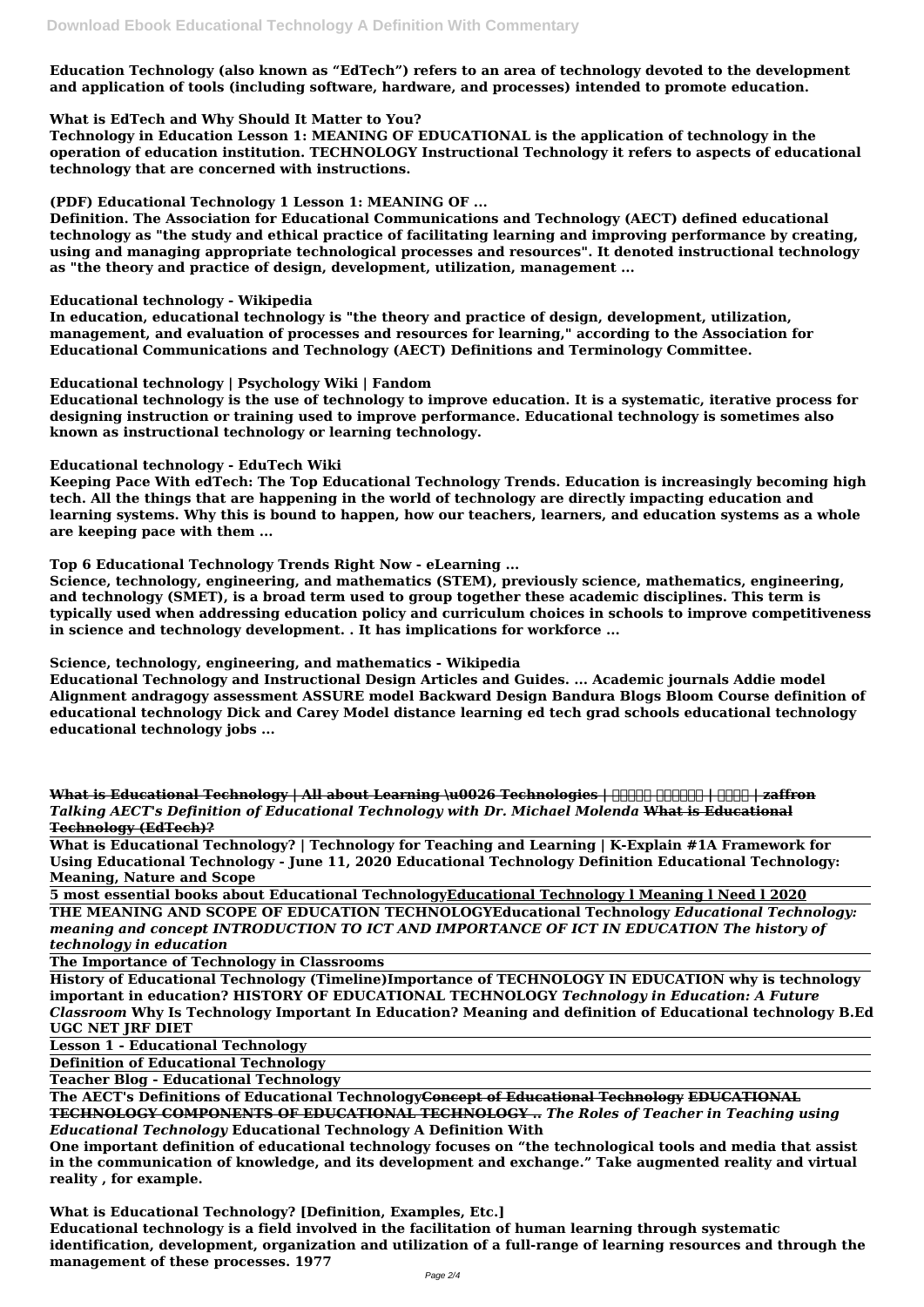**Education Technology (also known as "EdTech") refers to an area of technology devoted to the development and application of tools (including software, hardware, and processes) intended to promote education.**

**What is EdTech and Why Should It Matter to You?**

**Technology in Education Lesson 1: MEANING OF EDUCATIONAL is the application of technology in the operation of education institution. TECHNOLOGY Instructional Technology it refers to aspects of educational technology that are concerned with instructions.**

**(PDF) Educational Technology 1 Lesson 1: MEANING OF ...**

**Definition. The Association for Educational Communications and Technology (AECT) defined educational technology as "the study and ethical practice of facilitating learning and improving performance by creating, using and managing appropriate technological processes and resources". It denoted instructional technology as "the theory and practice of design, development, utilization, management ...**

**Educational technology - Wikipedia**

**In education, educational technology is "the theory and practice of design, development, utilization, management, and evaluation of processes and resources for learning," according to the Association for Educational Communications and Technology (AECT) Definitions and Terminology Committee.**

**Educational technology | Psychology Wiki | Fandom**

**Educational technology is the use of technology to improve education. It is a systematic, iterative process for designing instruction or training used to improve performance. Educational technology is sometimes also known as instructional technology or learning technology.**

**Educational technology - EduTech Wiki**

**Keeping Pace With edTech: The Top Educational Technology Trends. Education is increasingly becoming high tech. All the things that are happening in the world of technology are directly impacting education and learning systems. Why this is bound to happen, how our teachers, learners, and education systems as a whole are keeping pace with them ...**

**Top 6 Educational Technology Trends Right Now - eLearning ...**

**Science, technology, engineering, and mathematics (STEM), previously science, mathematics, engineering, and technology (SMET), is a broad term used to group together these academic disciplines. This term is typically used when addressing education policy and curriculum choices in schools to improve competitiveness in science and technology development. . It has implications for workforce ...**

**Science, technology, engineering, and mathematics - Wikipedia**

**Educational Technology and Instructional Design Articles and Guides. ... Academic journals Addie model Alignment andragogy assessment ASSURE model Backward Design Bandura Blogs Bloom Course definition of educational technology Dick and Carey Model distance learning ed tech grad schools educational technology educational technology jobs ...**

~~**What is Educational Technology | All about Learning \u0026 Technologies | □□□□□ □□□□□□ | □□□□ | zaffron**~~
***Talking AECT's Definition of Educational Technology with Dr. Michael Molenda*** ~~**What is Educational Technology (EdTech)?**~~

**What is Educational Technology? | Technology for Teaching and Learning | K-Explain #1A Framework for Using Educational Technology - June 11, 2020 Educational Technology Definition Educational Technology: Meaning, Nature and Scope**

**5 most essential books about Educational Technology** **Educational Technology l Meaning l Need l 2020**

**THE MEANING AND SCOPE OF EDUCATION TECHNOLOGY** **Educational Technology** ***Educational Technology: meaning and concept INTRODUCTION TO ICT AND IMPORTANCE OF ICT IN EDUCATION The history of technology in education***

**The Importance of Technology in Classrooms**

**History of Educational Technology (Timeline)Importance of TECHNOLOGY IN EDUCATION why is technology important in education? HISTORY OF EDUCATIONAL TECHNOLOGY** ***Technology in Education: A Future Classroom*** **Why Is Technology Important In Education? Meaning and definition of Educational technology B.Ed UGC NET JRF DIET**

**Lesson 1 - Educational Technology**

**Definition of Educational Technology**

**Teacher Blog - Educational Technology**

**The AECT's Definitions of Educational Technology**~~**Concept of Educational Technology EDUCATIONAL TECHNOLOGY COMPONENTS OF EDUCATIONAL TECHNOLOGY ..**~~ ***The Roles of Teacher in Teaching using Educational Technology*** **Educational Technology A Definition With**

**One important definition of educational technology focuses on "the technological tools and media that assist in the communication of knowledge, and its development and exchange." Take augmented reality and virtual reality , for example.**

**What is Educational Technology? [Definition, Examples, Etc.]**

**Educational technology is a field involved in the facilitation of human learning through systematic identification, development, organization and utilization of a full-range of learning resources and through the management of these processes. 1977**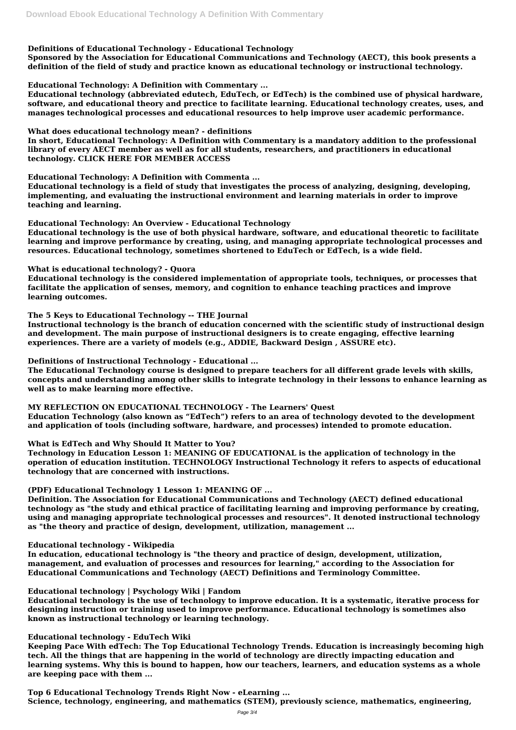**Definitions of Educational Technology - Educational Technology**

**Sponsored by the Association for Educational Communications and Technology (AECT), this book presents a definition of the field of study and practice known as educational technology or instructional technology.**

**Educational Technology: A Definition with Commentary ...**

**Educational technology (abbreviated edutech, EduTech, or EdTech) is the combined use of physical hardware, software, and educational theory and prectice to facilitate learning. Educational technology creates, uses, and manages technological processes and educational resources to help improve user academic performance.**

**What does educational technology mean? - definitions**

**In short, Educational Technology: A Definition with Commentary is a mandatory addition to the professional library of every AECT member as well as for all students, researchers, and practitioners in educational technology. CLICK HERE FOR MEMBER ACCESS**

**Educational Technology: A Definition with Commenta ...**

**Educational technology is a field of study that investigates the process of analyzing, designing, developing, implementing, and evaluating the instructional environment and learning materials in order to improve teaching and learning.**

**Educational Technology: An Overview - Educational Technology**

**Educational technology is the use of both physical hardware, software, and educational theoretic to facilitate learning and improve performance by creating, using, and managing appropriate technological processes and resources. Educational technology, sometimes shortened to EduTech or EdTech, is a wide field.**

**What is educational technology? - Quora**

**Educational technology is the considered implementation of appropriate tools, techniques, or processes that facilitate the application of senses, memory, and cognition to enhance teaching practices and improve learning outcomes.**

**The 5 Keys to Educational Technology -- THE Journal**

**Instructional technology is the branch of education concerned with the scientific study of instructional design and development. The main purpose of instructional designers is to create engaging, effective learning experiences. There are a variety of models (e.g., ADDIE, Backward Design , ASSURE etc).**

**Definitions of Instructional Technology - Educational ...**

**The Educational Technology course is designed to prepare teachers for all different grade levels with skills, concepts and understanding among other skills to integrate technology in their lessons to enhance learning as well as to make learning more effective.**

**MY REFLECTION ON EDUCATIONAL TECHNOLOGY - The Learners' Quest**

**Education Technology (also known as "EdTech") refers to an area of technology devoted to the development and application of tools (including software, hardware, and processes) intended to promote education.**

**What is EdTech and Why Should It Matter to You?**

**Technology in Education Lesson 1: MEANING OF EDUCATIONAL is the application of technology in the operation of education institution. TECHNOLOGY Instructional Technology it refers to aspects of educational technology that are concerned with instructions.**

**(PDF) Educational Technology 1 Lesson 1: MEANING OF ...**

**Definition. The Association for Educational Communications and Technology (AECT) defined educational technology as "the study and ethical practice of facilitating learning and improving performance by creating, using and managing appropriate technological processes and resources". It denoted instructional technology as "the theory and practice of design, development, utilization, management ...**

**Educational technology - Wikipedia**

**In education, educational technology is "the theory and practice of design, development, utilization, management, and evaluation of processes and resources for learning," according to the Association for Educational Communications and Technology (AECT) Definitions and Terminology Committee.**

**Educational technology | Psychology Wiki | Fandom**

**Educational technology is the use of technology to improve education. It is a systematic, iterative process for designing instruction or training used to improve performance. Educational technology is sometimes also known as instructional technology or learning technology.**

**Educational technology - EduTech Wiki**

**Keeping Pace With edTech: The Top Educational Technology Trends. Education is increasingly becoming high tech. All the things that are happening in the world of technology are directly impacting education and learning systems. Why this is bound to happen, how our teachers, learners, and education systems as a whole are keeping pace with them ...**

**Top 6 Educational Technology Trends Right Now - eLearning ...**

**Science, technology, engineering, and mathematics (STEM), previously science, mathematics, engineering,**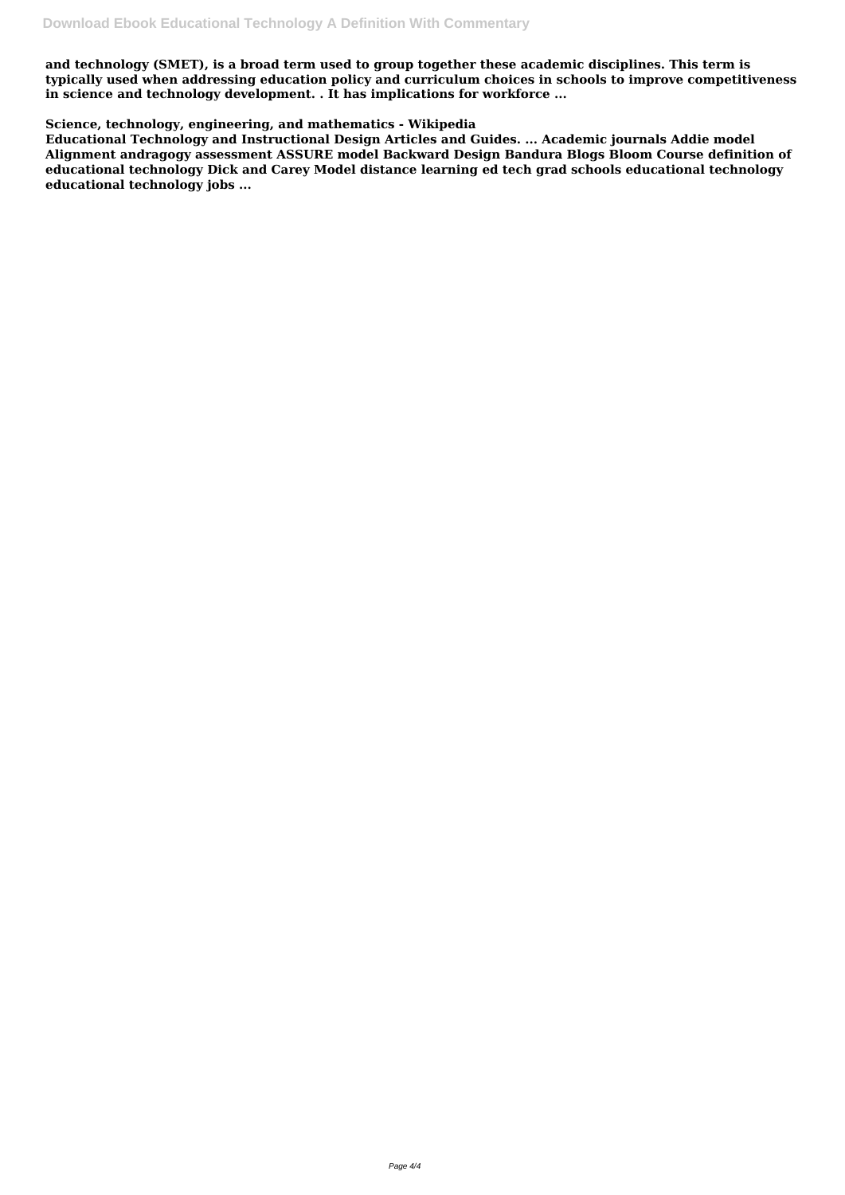**and technology (SMET), is a broad term used to group together these academic disciplines. This term is typically used when addressing education policy and curriculum choices in schools to improve competitiveness in science and technology development. . It has implications for workforce ...**

**Science, technology, engineering, and mathematics - Wikipedia**

**Educational Technology and Instructional Design Articles and Guides. ... Academic journals Addie model Alignment andragogy assessment ASSURE model Backward Design Bandura Blogs Bloom Course definition of educational technology Dick and Carey Model distance learning ed tech grad schools educational technology educational technology jobs ...**